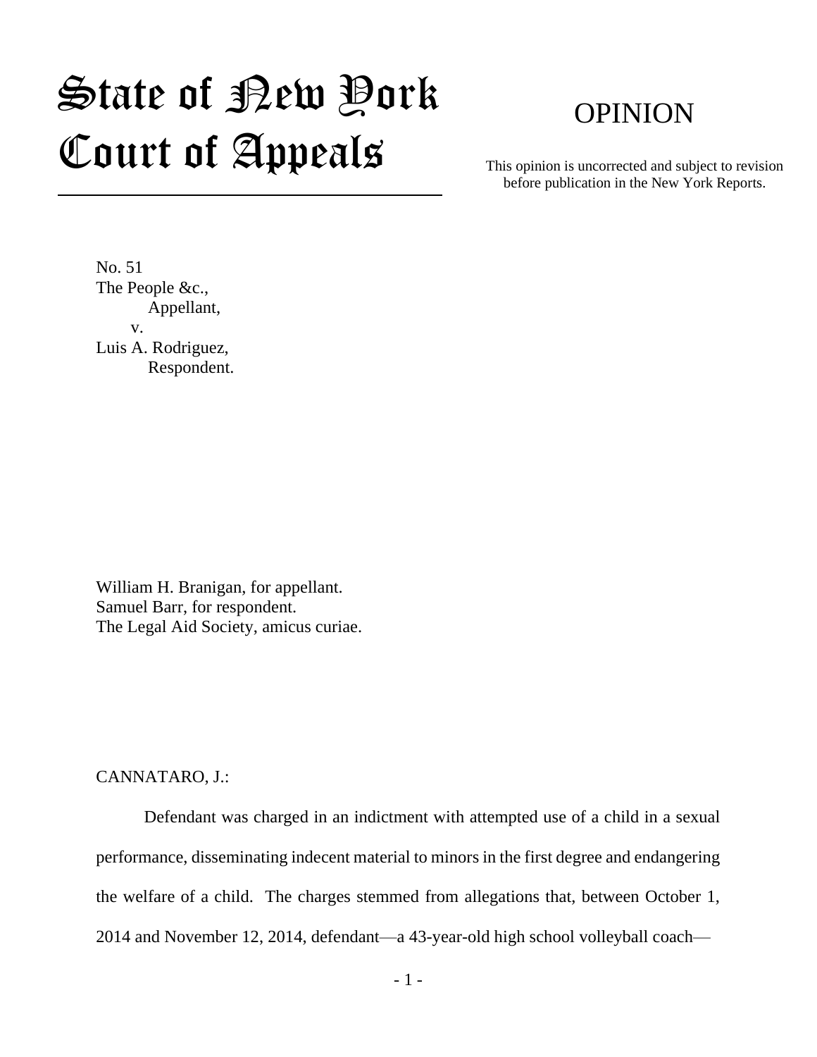# State of New York Court of Appeals

## OPINION

This opinion is uncorrected and subject to revision before publication in the New York Reports.

No. 51
The People &c.,
Appellant,
v.
Luis A. Rodriguez,
Respondent.

William H. Branigan, for appellant.
Samuel Barr, for respondent.
The Legal Aid Society, amicus curiae.

CANNATARO, J.:

Defendant was charged in an indictment with attempted use of a child in a sexual performance, disseminating indecent material to minors in the first degree and endangering the welfare of a child. The charges stemmed from allegations that, between October 1, 2014 and November 12, 2014, defendant—a 43-year-old high school volleyball coach—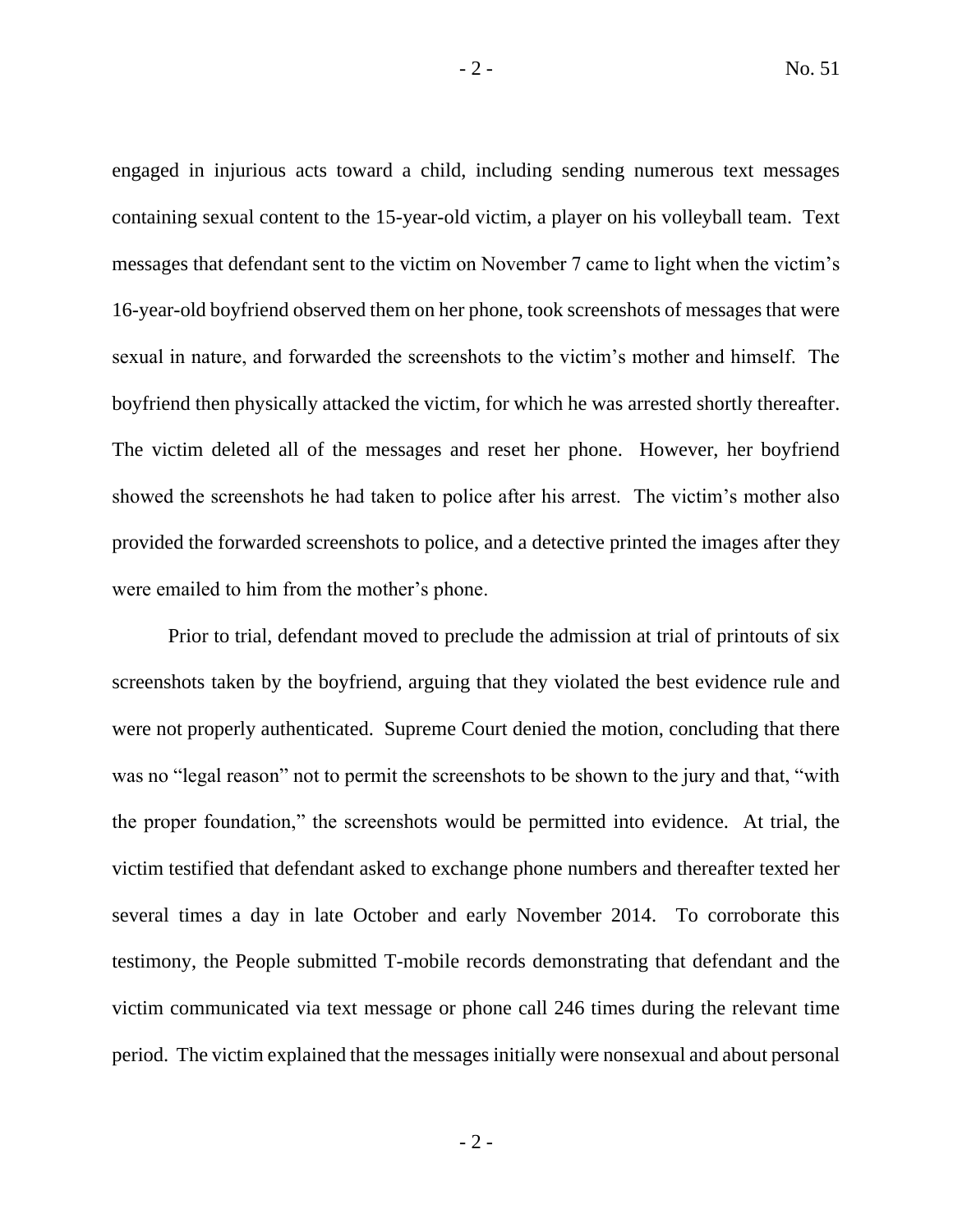engaged in injurious acts toward a child, including sending numerous text messages containing sexual content to the 15-year-old victim, a player on his volleyball team. Text messages that defendant sent to the victim on November 7 came to light when the victim's 16-year-old boyfriend observed them on her phone, took screenshots of messages that were sexual in nature, and forwarded the screenshots to the victim's mother and himself. The boyfriend then physically attacked the victim, for which he was arrested shortly thereafter. The victim deleted all of the messages and reset her phone. However, her boyfriend showed the screenshots he had taken to police after his arrest. The victim's mother also provided the forwarded screenshots to police, and a detective printed the images after they were emailed to him from the mother's phone.

Prior to trial, defendant moved to preclude the admission at trial of printouts of six screenshots taken by the boyfriend, arguing that they violated the best evidence rule and were not properly authenticated. Supreme Court denied the motion, concluding that there was no "legal reason" not to permit the screenshots to be shown to the jury and that, "with the proper foundation," the screenshots would be permitted into evidence. At trial, the victim testified that defendant asked to exchange phone numbers and thereafter texted her several times a day in late October and early November 2014. To corroborate this testimony, the People submitted T-mobile records demonstrating that defendant and the victim communicated via text message or phone call 246 times during the relevant time period. The victim explained that the messages initially were nonsexual and about personal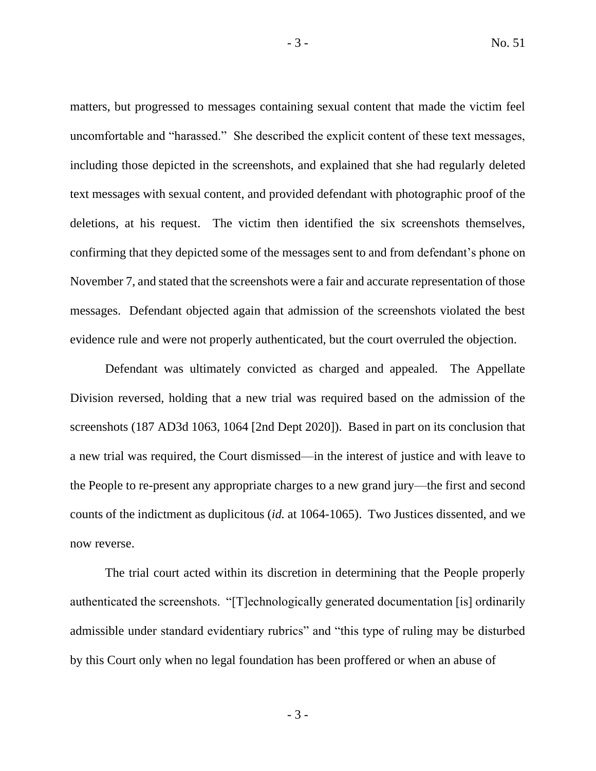matters, but progressed to messages containing sexual content that made the victim feel uncomfortable and "harassed." She described the explicit content of these text messages, including those depicted in the screenshots, and explained that she had regularly deleted text messages with sexual content, and provided defendant with photographic proof of the deletions, at his request. The victim then identified the six screenshots themselves, confirming that they depicted some of the messages sent to and from defendant's phone on November 7, and stated that the screenshots were a fair and accurate representation of those messages. Defendant objected again that admission of the screenshots violated the best evidence rule and were not properly authenticated, but the court overruled the objection.

Defendant was ultimately convicted as charged and appealed. The Appellate Division reversed, holding that a new trial was required based on the admission of the screenshots (187 AD3d 1063, 1064 [2nd Dept 2020]). Based in part on its conclusion that a new trial was required, the Court dismissed—in the interest of justice and with leave to the People to re-present any appropriate charges to a new grand jury—the first and second counts of the indictment as duplicitous (*id.* at 1064-1065). Two Justices dissented, and we now reverse.

The trial court acted within its discretion in determining that the People properly authenticated the screenshots. "[T]echnologically generated documentation [is] ordinarily admissible under standard evidentiary rubrics" and "this type of ruling may be disturbed by this Court only when no legal foundation has been proffered or when an abuse of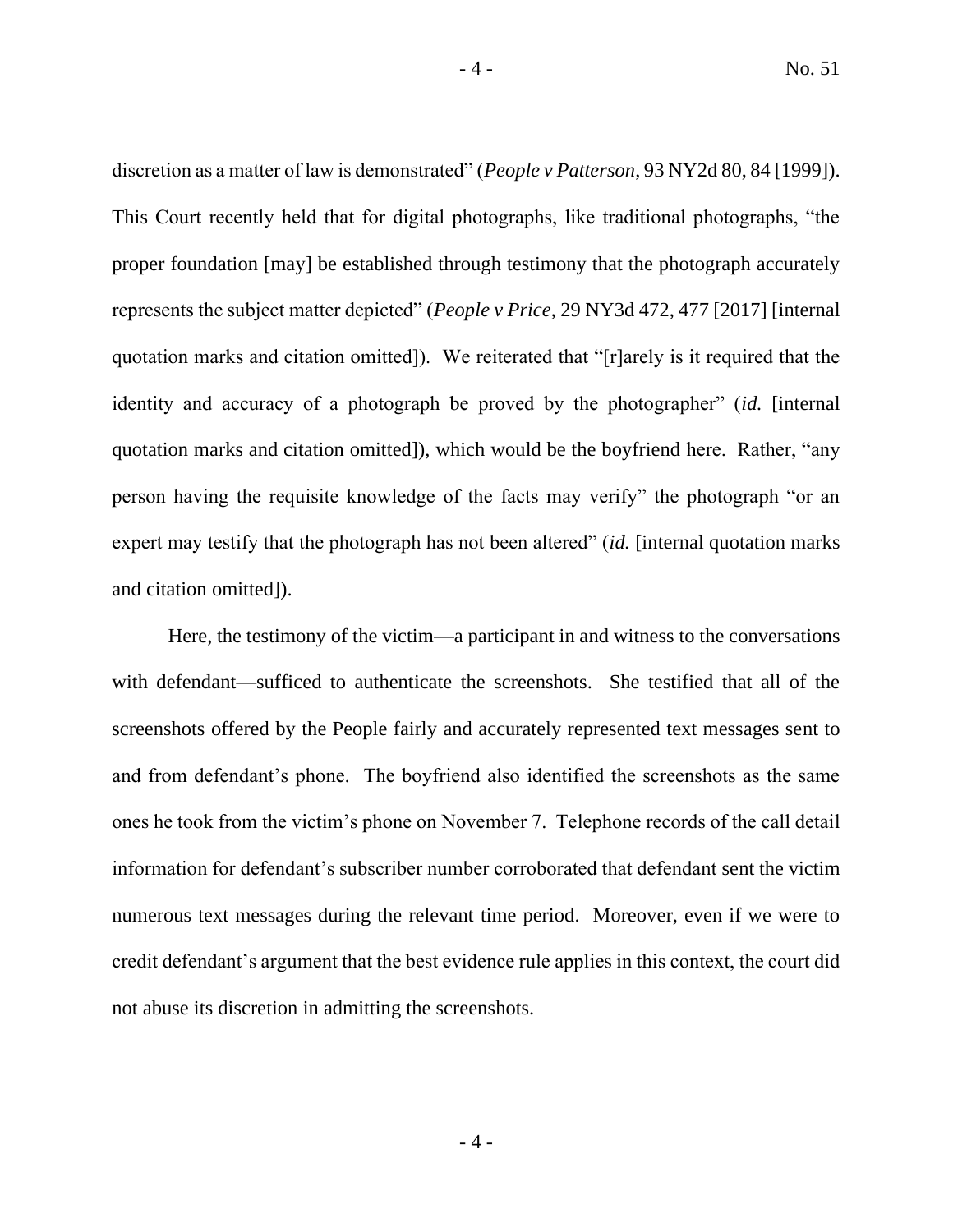discretion as a matter of law is demonstrated" (*People v Patterson*, 93 NY2d 80, 84 [1999]). This Court recently held that for digital photographs, like traditional photographs, "the proper foundation [may] be established through testimony that the photograph accurately represents the subject matter depicted" (*People v Price*, 29 NY3d 472, 477 [2017] [internal quotation marks and citation omitted]). We reiterated that "[r]arely is it required that the identity and accuracy of a photograph be proved by the photographer" (*id.* [internal quotation marks and citation omitted]), which would be the boyfriend here. Rather, "any person having the requisite knowledge of the facts may verify" the photograph "or an expert may testify that the photograph has not been altered" (*id.* [internal quotation marks and citation omitted]).

Here, the testimony of the victim—a participant in and witness to the conversations with defendant—sufficed to authenticate the screenshots. She testified that all of the screenshots offered by the People fairly and accurately represented text messages sent to and from defendant's phone. The boyfriend also identified the screenshots as the same ones he took from the victim's phone on November 7. Telephone records of the call detail information for defendant's subscriber number corroborated that defendant sent the victim numerous text messages during the relevant time period. Moreover, even if we were to credit defendant's argument that the best evidence rule applies in this context, the court did not abuse its discretion in admitting the screenshots.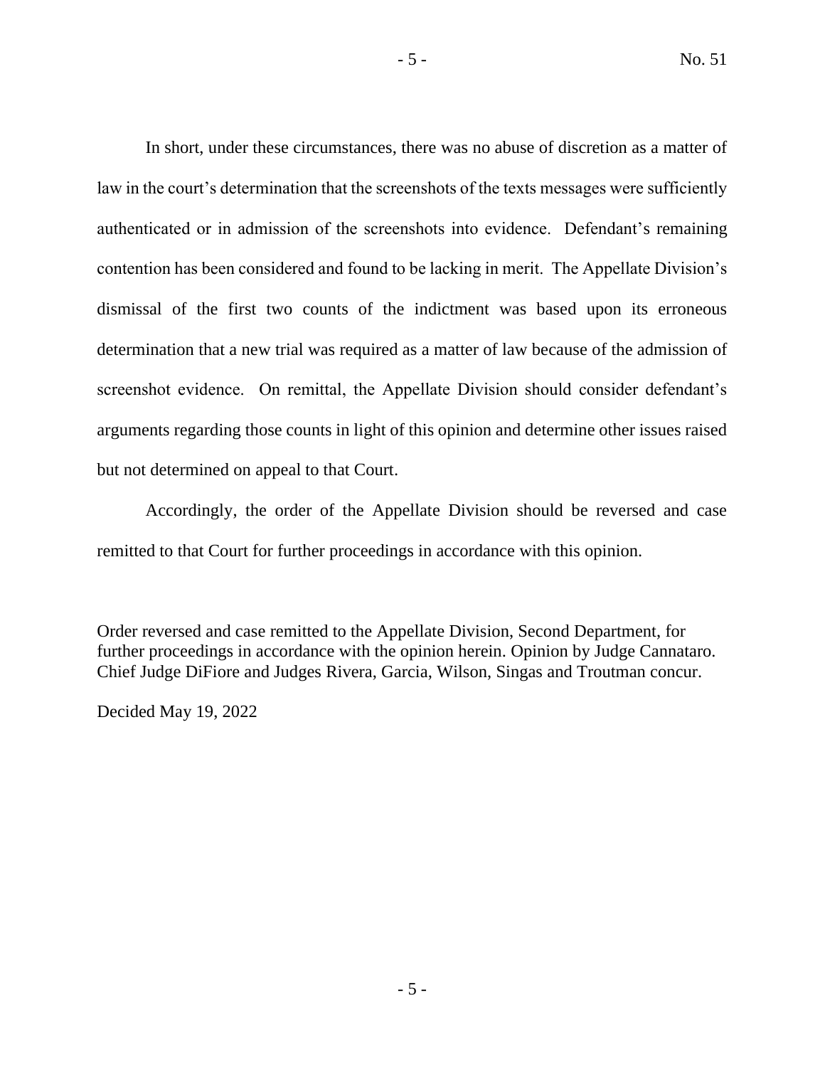In short, under these circumstances, there was no abuse of discretion as a matter of law in the court's determination that the screenshots of the texts messages were sufficiently authenticated or in admission of the screenshots into evidence. Defendant's remaining contention has been considered and found to be lacking in merit. The Appellate Division's dismissal of the first two counts of the indictment was based upon its erroneous determination that a new trial was required as a matter of law because of the admission of screenshot evidence. On remittal, the Appellate Division should consider defendant's arguments regarding those counts in light of this opinion and determine other issues raised but not determined on appeal to that Court.

Accordingly, the order of the Appellate Division should be reversed and case remitted to that Court for further proceedings in accordance with this opinion.

Order reversed and case remitted to the Appellate Division, Second Department, for further proceedings in accordance with the opinion herein. Opinion by Judge Cannataro. Chief Judge DiFiore and Judges Rivera, Garcia, Wilson, Singas and Troutman concur.

Decided May 19, 2022